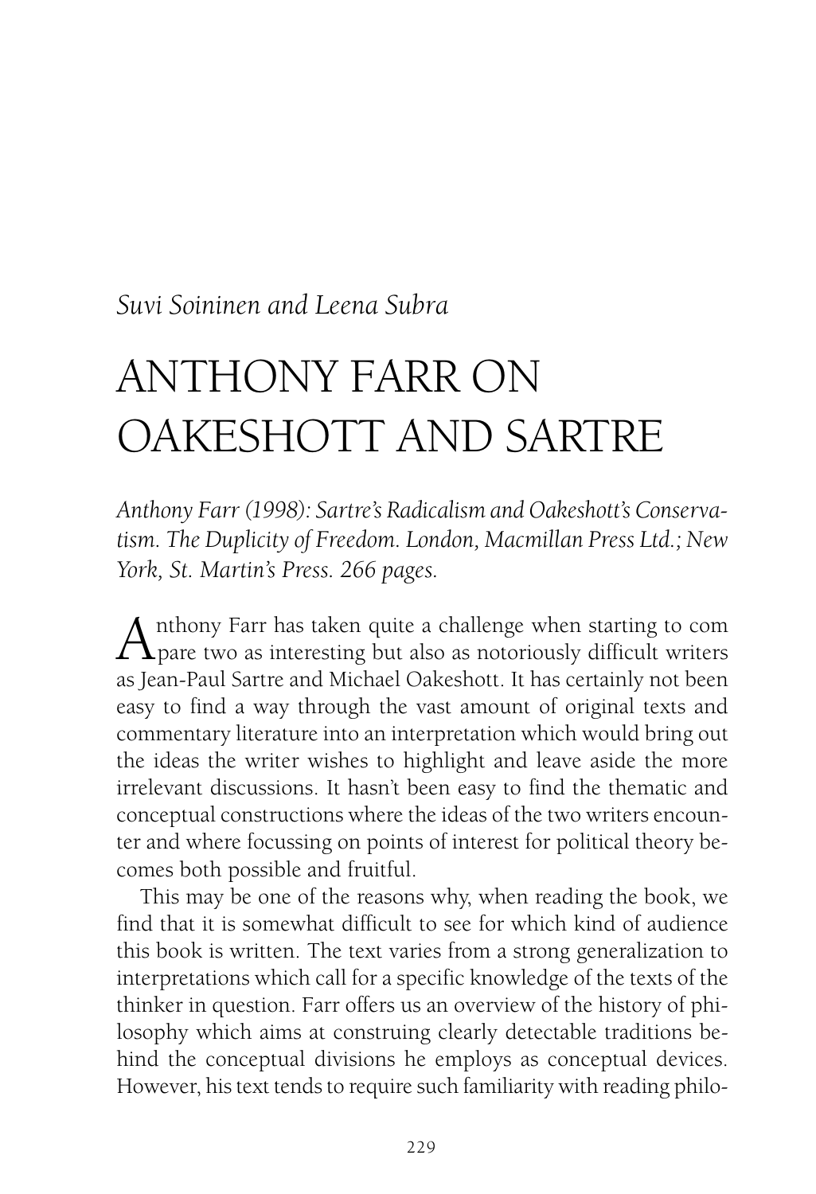*Suvi Soininen and Leena Subra*

# ANTHONY FARR ON OAKESHOTT AND SARTRE

*Anthony Farr (1998): Sartre's Radicalism and Oakeshott's Conservatism. The Duplicity of Freedom. London, Macmillan Press Ltd.; New York, St. Martin's Press. 266 pages.*

Anthony Farr has taken quite a challenge when starting to compare two as interesting but also as notoriously difficult writers as Jean-Paul Sartre and Michael Oakeshott. It has certainly not been easy to find a way through the vast amount of original texts and commentary literature into an interpretation which would bring out the ideas the writer wishes to highlight and leave aside the more irrelevant discussions. It hasn't been easy to find the thematic and conceptual constructions where the ideas of the two writers encounter and where focussing on points of interest for political theory becomes both possible and fruitful.

This may be one of the reasons why, when reading the book, we find that it is somewhat difficult to see for which kind of audience this book is written. The text varies from a strong generalization to interpretations which call for a specific knowledge of the texts of the thinker in question. Farr offers us an overview of the history of philosophy which aims at construing clearly detectable traditions behind the conceptual divisions he employs as conceptual devices. However, his text tends to require such familiarity with reading philo-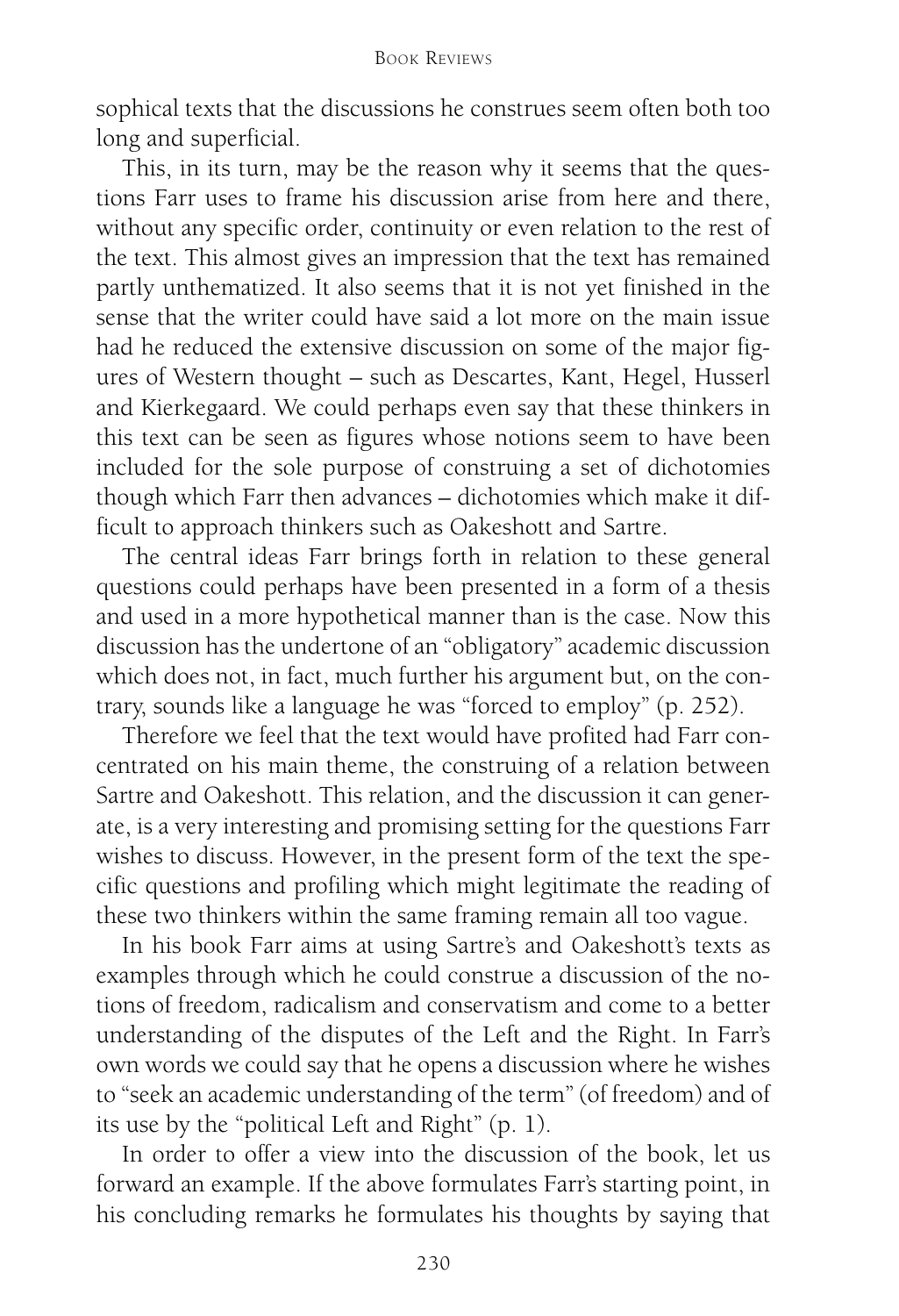sophical texts that the discussions he construes seem often both too long and superficial.

This, in its turn, may be the reason why it seems that the questions Farr uses to frame his discussion arise from here and there, without any specific order, continuity or even relation to the rest of the text. This almost gives an impression that the text has remained partly unthematized. It also seems that it is not yet finished in the sense that the writer could have said a lot more on the main issue had he reduced the extensive discussion on some of the major figures of Western thought – such as Descartes, Kant, Hegel, Husserl and Kierkegaard. We could perhaps even say that these thinkers in this text can be seen as figures whose notions seem to have been included for the sole purpose of construing a set of dichotomies though which Farr then advances – dichotomies which make it difficult to approach thinkers such as Oakeshott and Sartre.

The central ideas Farr brings forth in relation to these general questions could perhaps have been presented in a form of a thesis and used in a more hypothetical manner than is the case. Now this discussion has the undertone of an "obligatory" academic discussion which does not, in fact, much further his argument but, on the contrary, sounds like a language he was "forced to employ" (p. 252).

Therefore we feel that the text would have profited had Farr concentrated on his main theme, the construing of a relation between Sartre and Oakeshott. This relation, and the discussion it can generate, is a very interesting and promising setting for the questions Farr wishes to discuss. However, in the present form of the text the specific questions and profiling which might legitimate the reading of these two thinkers within the same framing remain all too vague.

In his book Farr aims at using Sartre's and Oakeshott's texts as examples through which he could construe a discussion of the notions of freedom, radicalism and conservatism and come to a better understanding of the disputes of the Left and the Right. In Farr's own words we could say that he opens a discussion where he wishes to "seek an academic understanding of the term" (of freedom) and of its use by the "political Left and Right" (p. 1).

In order to offer a view into the discussion of the book, let us forward an example. If the above formulates Farr's starting point, in his concluding remarks he formulates his thoughts by saying that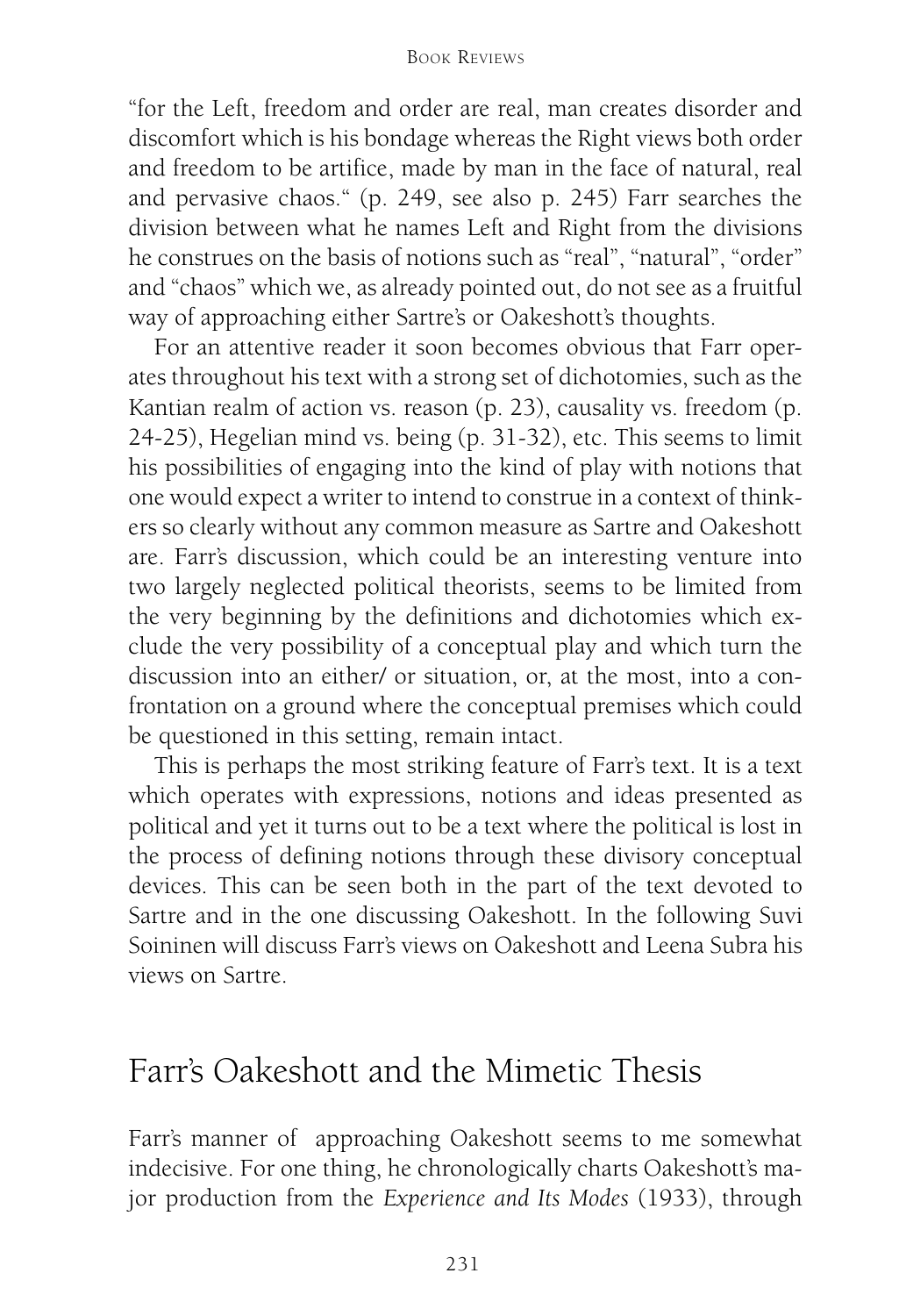"for the Left, freedom and order are real, man creates disorder and discomfort which is his bondage whereas the Right views both order and freedom to be artifice, made by man in the face of natural, real and pervasive chaos." (p. 249, see also p. 245) Farr searches the division between what he names Left and Right from the divisions he construes on the basis of notions such as "real", "natural", "order" and "chaos" which we, as already pointed out, do not see as a fruitful way of approaching either Sartre's or Oakeshott's thoughts.

For an attentive reader it soon becomes obvious that Farr operates throughout his text with a strong set of dichotomies, such as the Kantian realm of action vs. reason (p. 23), causality vs. freedom (p. 24-25), Hegelian mind vs. being (p. 31-32), etc. This seems to limit his possibilities of engaging into the kind of play with notions that one would expect a writer to intend to construe in a context of thinkers so clearly without any common measure as Sartre and Oakeshott are. Farr's discussion, which could be an interesting venture into two largely neglected political theorists, seems to be limited from the very beginning by the definitions and dichotomies which exclude the very possibility of a conceptual play and which turn the discussion into an either/ or situation, or, at the most, into a confrontation on a ground where the conceptual premises which could be questioned in this setting, remain intact.

This is perhaps the most striking feature of Farr's text. It is a text which operates with expressions, notions and ideas presented as political and yet it turns out to be a text where the political is lost in the process of defining notions through these divisory conceptual devices. This can be seen both in the part of the text devoted to Sartre and in the one discussing Oakeshott. In the following Suvi Soininen will discuss Farr's views on Oakeshott and Leena Subra his views on Sartre.

## Farr's Oakeshott and the Mimetic Thesis

Farr's manner of approaching Oakeshott seems to me somewhat indecisive. For one thing, he chronologically charts Oakeshott's major production from the *Experience and Its Modes* (1933), through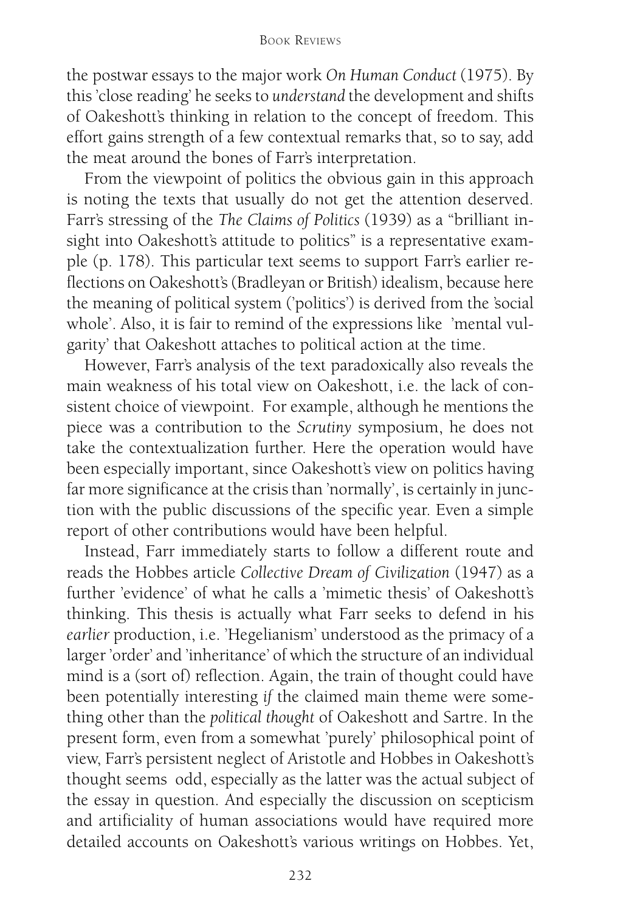the postwar essays to the major work *On Human Conduct* (1975). By this 'close reading' he seeks to *understand* the development and shifts of Oakeshott's thinking in relation to the concept of freedom. This effort gains strength of a few contextual remarks that, so to say, add the meat around the bones of Farr's interpretation.

From the viewpoint of politics the obvious gain in this approach is noting the texts that usually do not get the attention deserved. Farr's stressing of the *The Claims of Politics* (1939) as a "brilliant insight into Oakeshott's attitude to politics" is a representative example (p. 178). This particular text seems to support Farr's earlier reflections on Oakeshott's (Bradleyan or British) idealism, because here the meaning of political system ('politics') is derived from the 'social whole'. Also, it is fair to remind of the expressions like 'mental vulgarity' that Oakeshott attaches to political action at the time.

However, Farr's analysis of the text paradoxically also reveals the main weakness of his total view on Oakeshott, i.e. the lack of consistent choice of viewpoint. For example, although he mentions the piece was a contribution to the *Scrutiny* symposium, he does not take the contextualization further. Here the operation would have been especially important, since Oakeshott's view on politics having far more significance at the crisis than 'normally', is certainly in junction with the public discussions of the specific year. Even a simple report of other contributions would have been helpful.

Instead, Farr immediately starts to follow a different route and reads the Hobbes article *Collective Dream of Civilization* (1947) as a further 'evidence' of what he calls a 'mimetic thesis' of Oakeshott's thinking. This thesis is actually what Farr seeks to defend in his *earlier* production, i.e. 'Hegelianism' understood as the primacy of a larger 'order' and 'inheritance' of which the structure of an individual mind is a (sort of) reflection. Again, the train of thought could have been potentially interesting *if* the claimed main theme were something other than the *political thought* of Oakeshott and Sartre. In the present form, even from a somewhat 'purely' philosophical point of view, Farr's persistent neglect of Aristotle and Hobbes in Oakeshott's thought seems odd, especially as the latter was the actual subject of the essay in question. And especially the discussion on scepticism and artificiality of human associations would have required more detailed accounts on Oakeshott's various writings on Hobbes. Yet,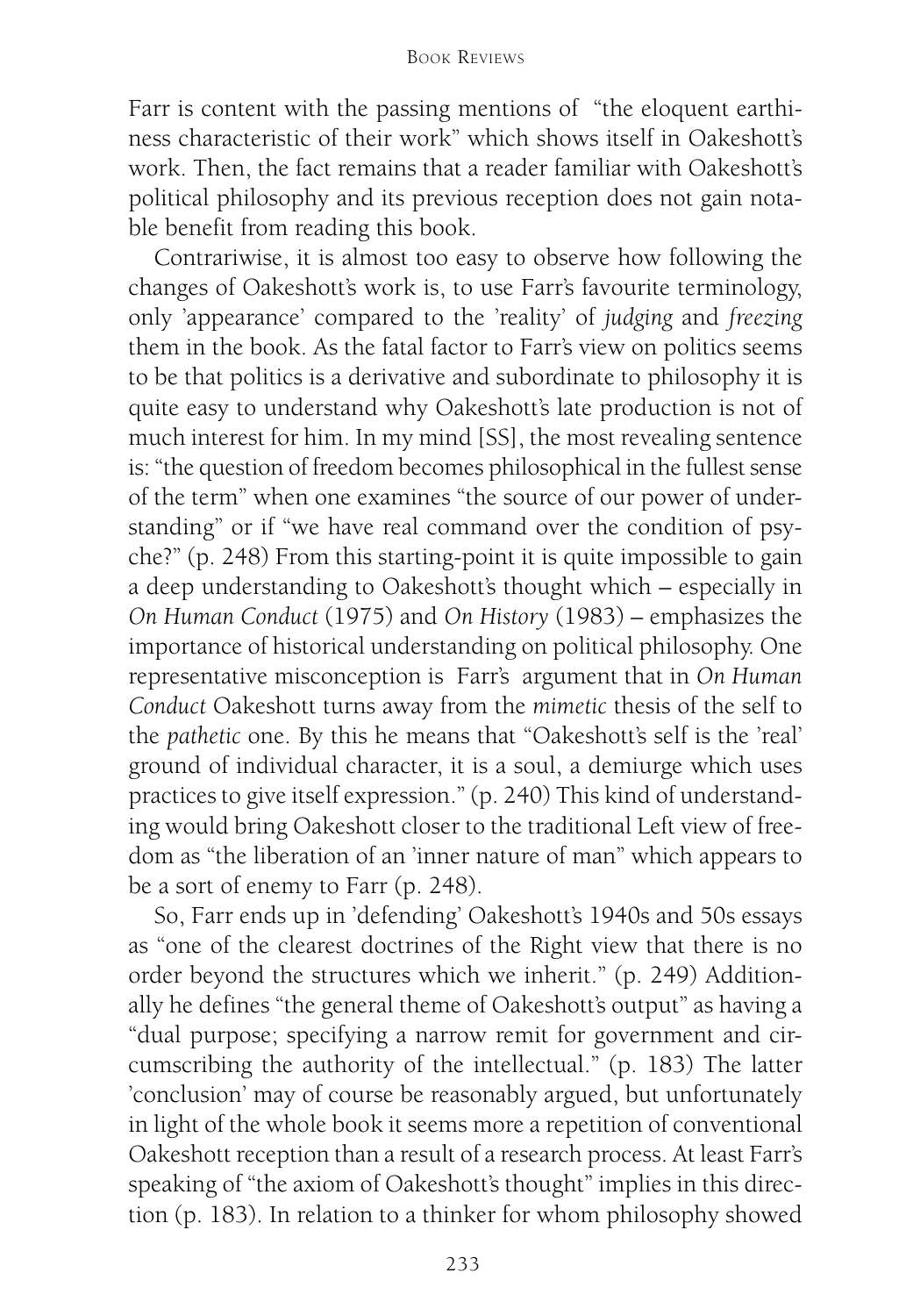Farr is content with the passing mentions of "the eloquent earthiness characteristic of their work" which shows itself in Oakeshott's work. Then, the fact remains that a reader familiar with Oakeshott's political philosophy and its previous reception does not gain notable benefit from reading this book.

Contrariwise, it is almost too easy to observe how following the changes of Oakeshott's work is, to use Farr's favourite terminology, only 'appearance' compared to the 'reality' of *judging* and *freezing* them in the book. As the fatal factor to Farr's view on politics seems to be that politics is a derivative and subordinate to philosophy it is quite easy to understand why Oakeshott's late production is not of much interest for him. In my mind [SS], the most revealing sentence is: "the question of freedom becomes philosophical in the fullest sense of the term" when one examines "the source of our power of understanding" or if "we have real command over the condition of psyche?" (p. 248) From this starting-point it is quite impossible to gain a deep understanding to Oakeshott's thought which – especially in *On Human Conduct* (1975) and *On History* (1983) – emphasizes the importance of historical understanding on political philosophy. One representative misconception is Farr's argument that in *On Human Conduct* Oakeshott turns away from the *mimetic* thesis of the self to the *pathetic* one. By this he means that "Oakeshott's self is the 'real' ground of individual character, it is a soul, a demiurge which uses practices to give itself expression." (p. 240) This kind of understanding would bring Oakeshott closer to the traditional Left view of freedom as "the liberation of an 'inner nature of man" which appears to be a sort of enemy to Farr (p. 248).

So, Farr ends up in 'defending' Oakeshott's 1940s and 50s essays as "one of the clearest doctrines of the Right view that there is no order beyond the structures which we inherit." (p. 249) Additionally he defines "the general theme of Oakeshott's output" as having a "dual purpose; specifying a narrow remit for government and circumscribing the authority of the intellectual." (p. 183) The latter 'conclusion' may of course be reasonably argued, but unfortunately in light of the whole book it seems more a repetition of conventional Oakeshott reception than a result of a research process. At least Farr's speaking of "the axiom of Oakeshott's thought" implies in this direction (p. 183). In relation to a thinker for whom philosophy showed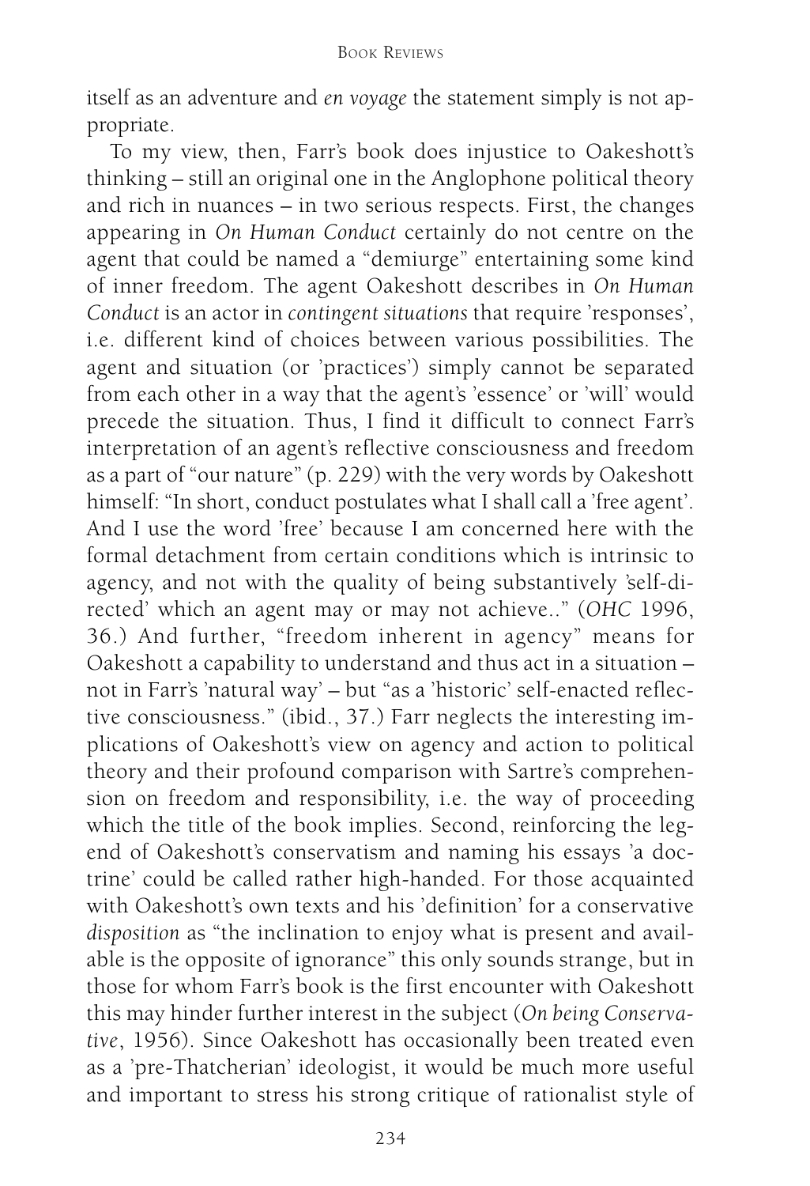itself as an adventure and *en voyage* the statement simply is not appropriate.

To my view, then, Farr's book does injustice to Oakeshott's thinking – still an original one in the Anglophone political theory and rich in nuances – in two serious respects. First, the changes appearing in *On Human Conduct* certainly do not centre on the agent that could be named a "demiurge" entertaining some kind of inner freedom. The agent Oakeshott describes in *On Human Conduct* is an actor in *contingent situations* that require 'responses', i.e. different kind of choices between various possibilities. The agent and situation (or 'practices') simply cannot be separated from each other in a way that the agent's 'essence' or 'will' would precede the situation. Thus, I find it difficult to connect Farr's interpretation of an agent's reflective consciousness and freedom as a part of "our nature" (p. 229) with the very words by Oakeshott himself: "In short, conduct postulates what I shall call a 'free agent'. And I use the word 'free' because I am concerned here with the formal detachment from certain conditions which is intrinsic to agency, and not with the quality of being substantively 'self-directed' which an agent may or may not achieve.." (*OHC* 1996, 36.) And further, "freedom inherent in agency" means for Oakeshott a capability to understand and thus act in a situation – not in Farr's 'natural way' – but "as a 'historic' self-enacted reflective consciousness." (ibid., 37.) Farr neglects the interesting implications of Oakeshott's view on agency and action to political theory and their profound comparison with Sartre's comprehension on freedom and responsibility, i.e. the way of proceeding which the title of the book implies. Second, reinforcing the legend of Oakeshott's conservatism and naming his essays 'a doctrine' could be called rather high-handed. For those acquainted with Oakeshott's own texts and his 'definition' for a conservative *disposition* as "the inclination to enjoy what is present and available is the opposite of ignorance" this only sounds strange, but in those for whom Farr's book is the first encounter with Oakeshott this may hinder further interest in the subject (*On being Conservative*, 1956). Since Oakeshott has occasionally been treated even as a 'pre-Thatcherian' ideologist, it would be much more useful and important to stress his strong critique of rationalist style of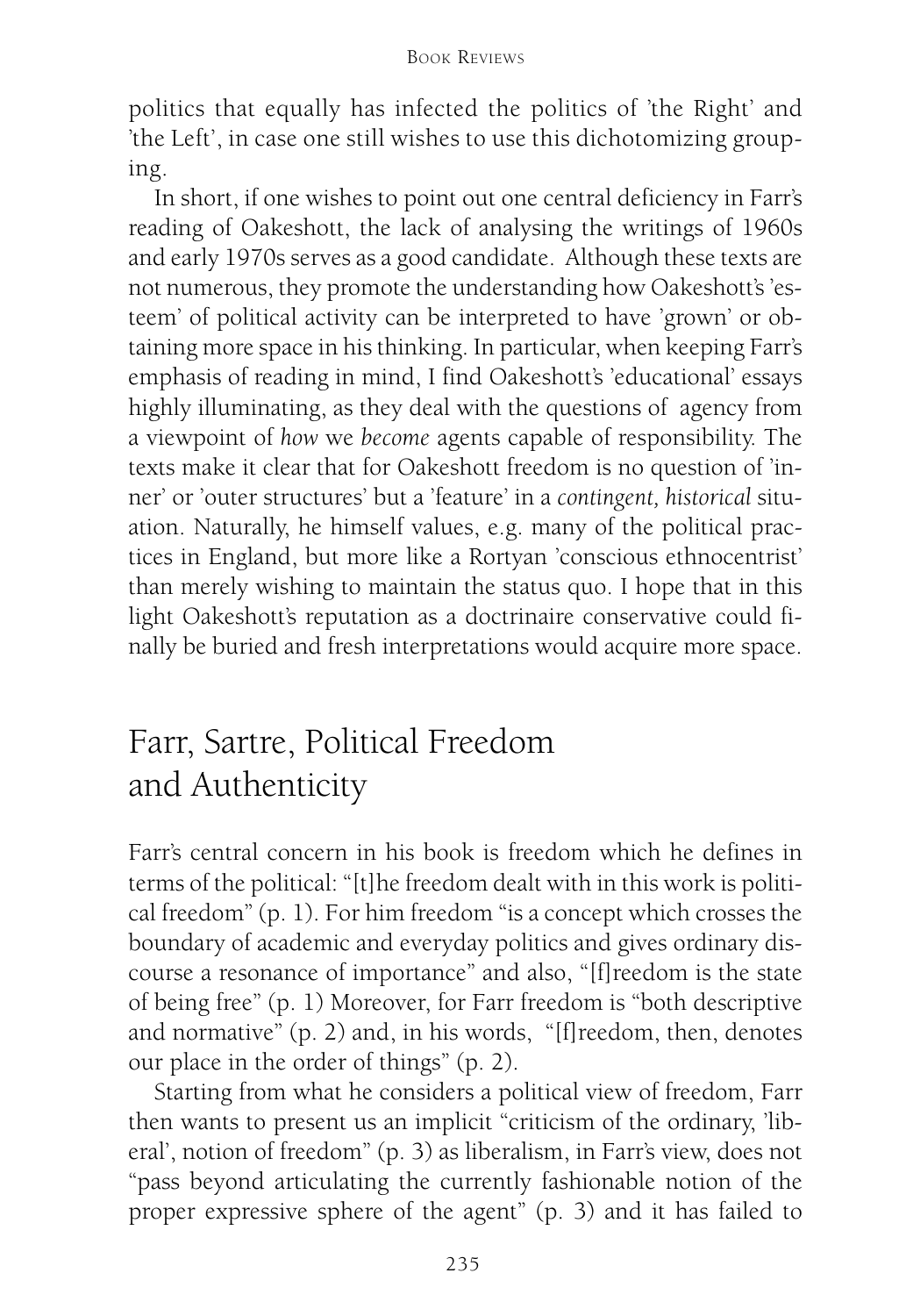politics that equally has infected the politics of 'the Right' and 'the Left', in case one still wishes to use this dichotomizing grouping.

In short, if one wishes to point out one central deficiency in Farr's reading of Oakeshott, the lack of analysing the writings of 1960s and early 1970s serves as a good candidate. Although these texts are not numerous, they promote the understanding how Oakeshott's 'esteem' of political activity can be interpreted to have 'grown' or obtaining more space in his thinking. In particular, when keeping Farr's emphasis of reading in mind, I find Oakeshott's 'educational' essays highly illuminating, as they deal with the questions of agency from a viewpoint of *how* we *become* agents capable of responsibility. The texts make it clear that for Oakeshott freedom is no question of 'inner' or 'outer structures' but a 'feature' in a *contingent, historical* situation. Naturally, he himself values, e.g. many of the political practices in England, but more like a Rortyan 'conscious ethnocentrist' than merely wishing to maintain the status quo. I hope that in this light Oakeshott's reputation as a doctrinaire conservative could finally be buried and fresh interpretations would acquire more space.

## Farr, Sartre, Political Freedom and Authenticity

Farr's central concern in his book is freedom which he defines in terms of the political: "[t]he freedom dealt with in this work is political freedom" (p. 1). For him freedom "is a concept which crosses the boundary of academic and everyday politics and gives ordinary discourse a resonance of importance" and also, "[f]reedom is the state of being free" (p. 1) Moreover, for Farr freedom is "both descriptive and normative" (p. 2) and, in his words, "[f]reedom, then, denotes our place in the order of things" (p. 2).

Starting from what he considers a political view of freedom, Farr then wants to present us an implicit "criticism of the ordinary, 'liberal', notion of freedom" (p. 3) as liberalism, in Farr's view, does not "pass beyond articulating the currently fashionable notion of the proper expressive sphere of the agent" (p. 3) and it has failed to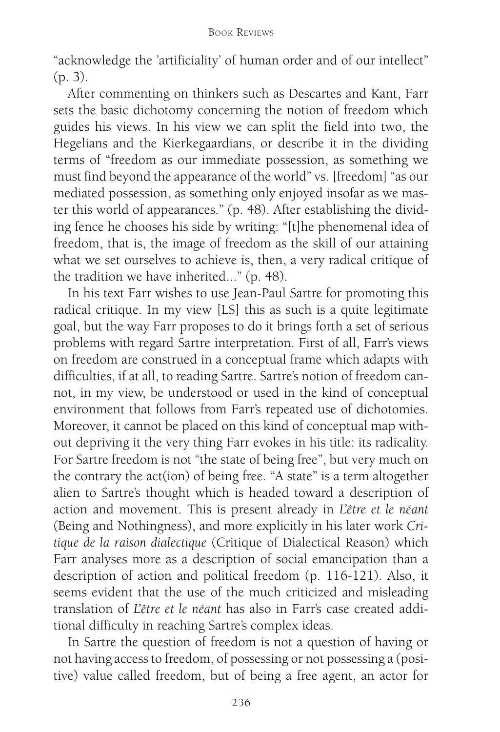"acknowledge the 'artificiality' of human order and of our intellect" (p. 3).

After commenting on thinkers such as Descartes and Kant, Farr sets the basic dichotomy concerning the notion of freedom which guides his views. In his view we can split the field into two, the Hegelians and the Kierkegaardians, or describe it in the dividing terms of "freedom as our immediate possession, as something we must find beyond the appearance of the world" vs. [freedom] "as our mediated possession, as something only enjoyed insofar as we master this world of appearances." (p. 48). After establishing the dividing fence he chooses his side by writing: "[t]he phenomenal idea of freedom, that is, the image of freedom as the skill of our attaining what we set ourselves to achieve is, then, a very radical critique of the tradition we have inherited..." (p. 48).

In his text Farr wishes to use Jean-Paul Sartre for promoting this radical critique. In my view [LS] this as such is a quite legitimate goal, but the way Farr proposes to do it brings forth a set of serious problems with regard Sartre interpretation. First of all, Farr's views on freedom are construed in a conceptual frame which adapts with difficulties, if at all, to reading Sartre. Sartre's notion of freedom cannot, in my view, be understood or used in the kind of conceptual environment that follows from Farr's repeated use of dichotomies. Moreover, it cannot be placed on this kind of conceptual map without depriving it the very thing Farr evokes in his title: its radicality. For Sartre freedom is not "the state of being free", but very much on the contrary the act(ion) of being free. "A state" is a term altogether alien to Sartre's thought which is headed toward a description of action and movement. This is present already in *L'être et le néant* (Being and Nothingness), and more explicitly in his later work *Critique de la raison dialectique* (Critique of Dialectical Reason) which Farr analyses more as a description of social emancipation than a description of action and political freedom (p. 116-121). Also, it seems evident that the use of the much criticized and misleading translation of *L'être et le néant* has also in Farr's case created additional difficulty in reaching Sartre's complex ideas.

In Sartre the question of freedom is not a question of having or not having access to freedom, of possessing or not possessing a (positive) value called freedom, but of being a free agent, an actor for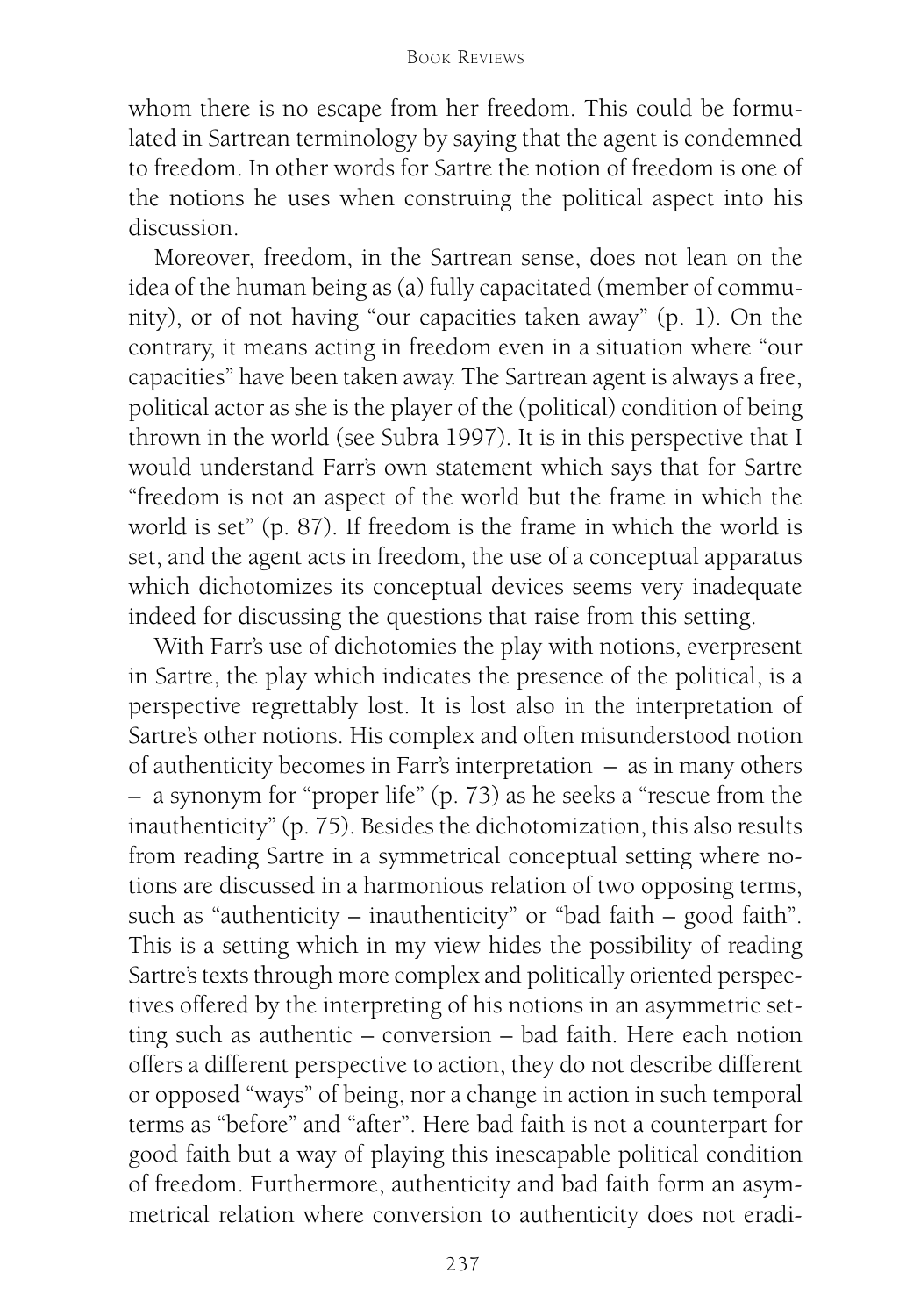whom there is no escape from her freedom. This could be formulated in Sartrean terminology by saying that the agent is condemned to freedom. In other words for Sartre the notion of freedom is one of the notions he uses when construing the political aspect into his discussion.

Moreover, freedom, in the Sartrean sense, does not lean on the idea of the human being as (a) fully capacitated (member of community), or of not having "our capacities taken away" (p. 1). On the contrary, it means acting in freedom even in a situation where "our capacities" have been taken away. The Sartrean agent is always a free, political actor as she is the player of the (political) condition of being thrown in the world (see Subra 1997). It is in this perspective that I would understand Farr's own statement which says that for Sartre "freedom is not an aspect of the world but the frame in which the world is set" (p. 87). If freedom is the frame in which the world is set, and the agent acts in freedom, the use of a conceptual apparatus which dichotomizes its conceptual devices seems very inadequate indeed for discussing the questions that raise from this setting.

With Farr's use of dichotomies the play with notions, everpresent in Sartre, the play which indicates the presence of the political, is a perspective regrettably lost. It is lost also in the interpretation of Sartre's other notions. His complex and often misunderstood notion of authenticity becomes in Farr's interpretation – as in many others – a synonym for "proper life" (p. 73) as he seeks a "rescue from the inauthenticity" (p. 75). Besides the dichotomization, this also results from reading Sartre in a symmetrical conceptual setting where notions are discussed in a harmonious relation of two opposing terms, such as "authenticity – inauthenticity" or "bad faith – good faith". This is a setting which in my view hides the possibility of reading Sartre's texts through more complex and politically oriented perspectives offered by the interpreting of his notions in an asymmetric setting such as authentic – conversion – bad faith. Here each notion offers a different perspective to action, they do not describe different or opposed "ways" of being, nor a change in action in such temporal terms as "before" and "after". Here bad faith is not a counterpart for good faith but a way of playing this inescapable political condition of freedom. Furthermore, authenticity and bad faith form an asymmetrical relation where conversion to authenticity does not eradi-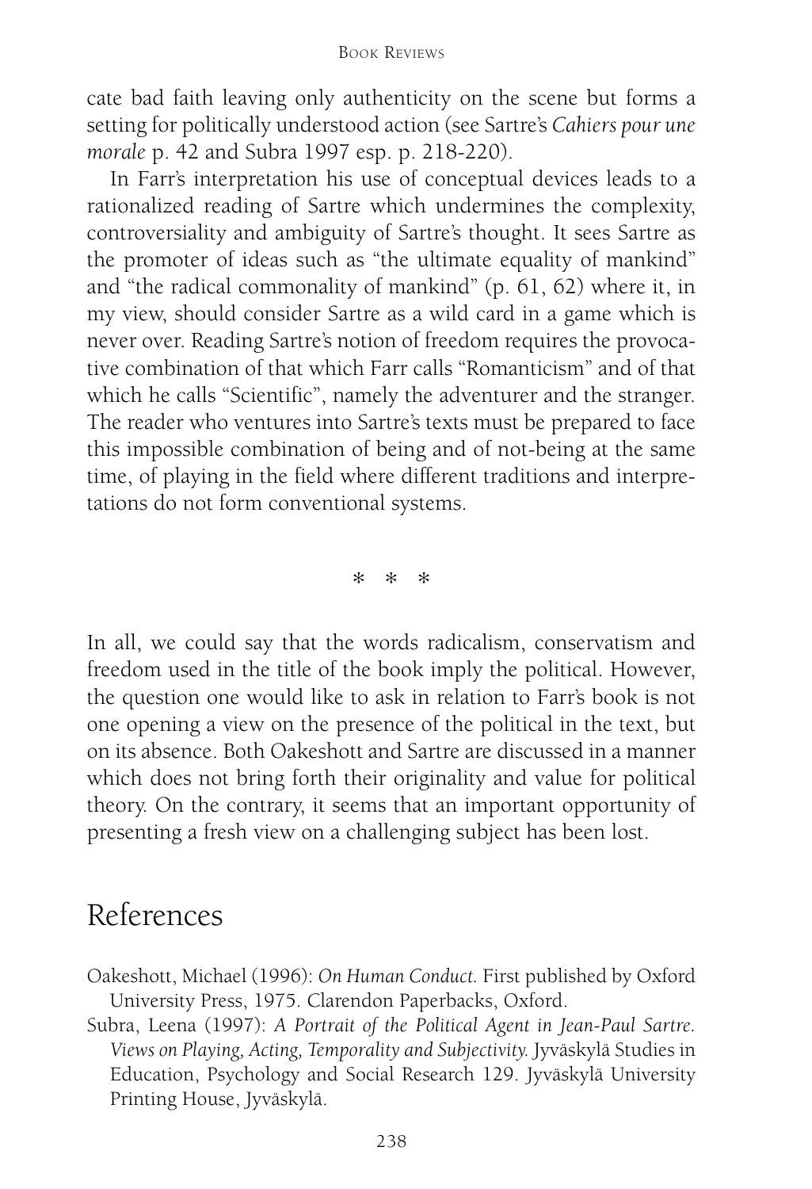cate bad faith leaving only authenticity on the scene but forms a setting for politically understood action (see Sartre's *Cahiers pour une morale* p. 42 and Subra 1997 esp. p. 218-220).

In Farr's interpretation his use of conceptual devices leads to a rationalized reading of Sartre which undermines the complexity, controversiality and ambiguity of Sartre's thought. It sees Sartre as the promoter of ideas such as "the ultimate equality of mankind" and "the radical commonality of mankind" (p. 61, 62) where it, in my view, should consider Sartre as a wild card in a game which is never over. Reading Sartre's notion of freedom requires the provocative combination of that which Farr calls "Romanticism" and of that which he calls "Scientific", namely the adventurer and the stranger. The reader who ventures into Sartre's texts must be prepared to face this impossible combination of being and of not-being at the same time, of playing in the field where different traditions and interpretations do not form conventional systems.

\* \* \*

In all, we could say that the words radicalism, conservatism and freedom used in the title of the book imply the political. However, the question one would like to ask in relation to Farr's book is not one opening a view on the presence of the political in the text, but on its absence. Both Oakeshott and Sartre are discussed in a manner which does not bring forth their originality and value for political theory. On the contrary, it seems that an important opportunity of presenting a fresh view on a challenging subject has been lost.

## References

Oakeshott, Michael (1996): *On Human Conduct.* First published by Oxford University Press, 1975. Clarendon Paperbacks, Oxford.

Subra, Leena (1997): *A Portrait of the Political Agent in Jean-Paul Sartre. Views on Playing, Acting, Temporality and Subjectivity.* Jyväskylä Studies in Education, Psychology and Social Research 129. Jyväskylä University Printing House, Jyväskylä.